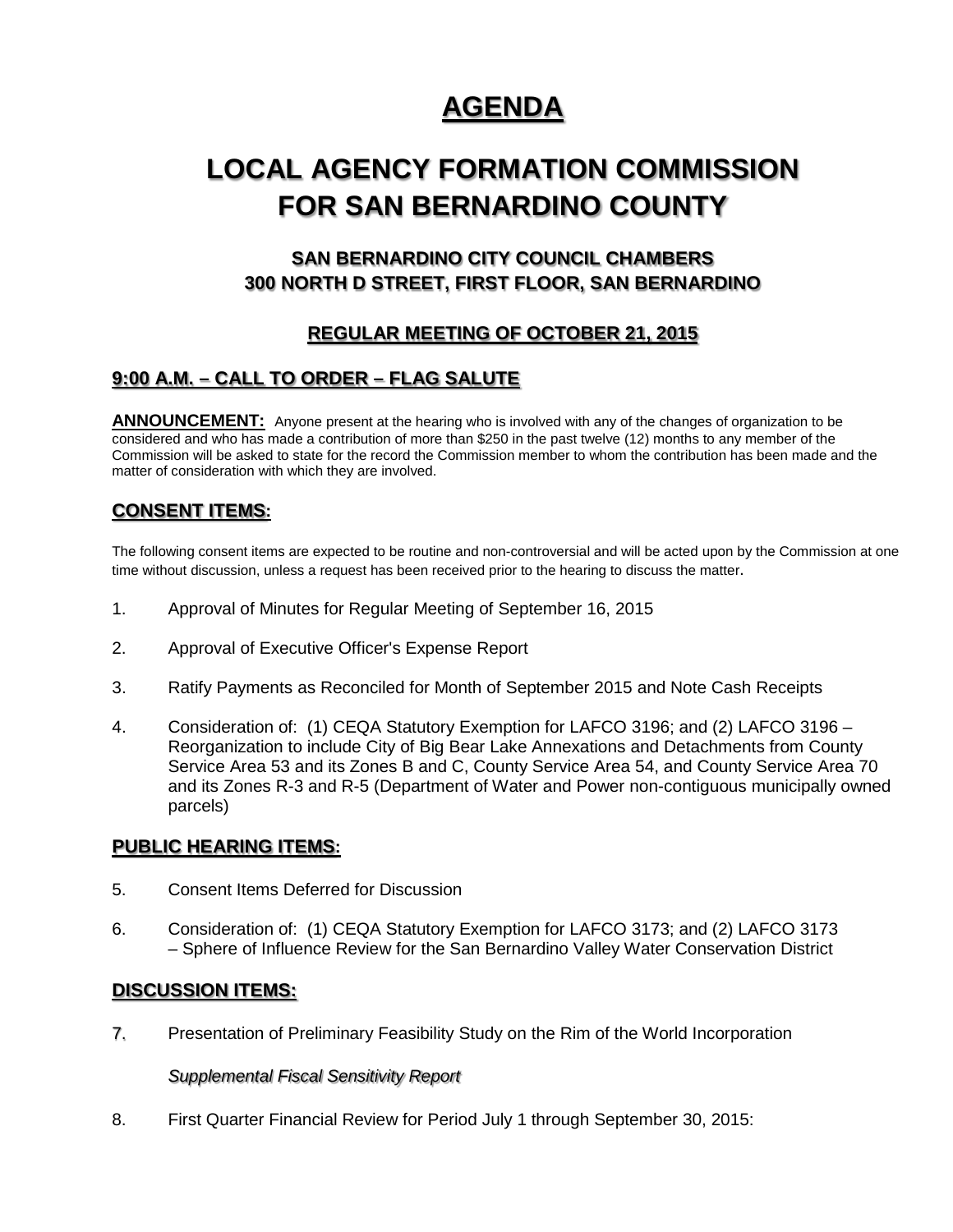# AGENDA

# LOCAL AGENCY FORMATION COMMISSION FOR SAN BERNARDINO COUNTY

### SAN BERNARDINO CITY COUNCIL CHAMBERS
### 300 NORTH D STREET, FIRST FLOOR, SAN BERNARDINO

### REGULAR MEETING OF OCTOBER 21, 2015

## 9:00 A.M. – CALL TO ORDER – FLAG SALUTE

**ANNOUNCEMENT:** Anyone present at the hearing who is involved with any of the changes of organization to be considered and who has made a contribution of more than $250 in the past twelve (12) months to any member of the Commission will be asked to state for the record the Commission member to whom the contribution has been made and the matter of consideration with which they are involved.

## CONSENT ITEMS:

The following consent items are expected to be routine and non-controversial and will be acted upon by the Commission at one time without discussion, unless a request has been received prior to the hearing to discuss the matter.

1. Approval of Minutes for Regular Meeting of September 16, 2015

2. Approval of Executive Officer's Expense Report

3. Ratify Payments as Reconciled for Month of September 2015 and Note Cash Receipts

4. Consideration of: (1) CEQA Statutory Exemption for LAFCO 3196; and (2) LAFCO 3196 – Reorganization to include City of Big Bear Lake Annexations and Detachments from County Service Area 53 and its Zones B and C, County Service Area 54, and County Service Area 70 and its Zones R-3 and R-5 (Department of Water and Power non-contiguous municipally owned parcels)

## PUBLIC HEARING ITEMS:

5. Consent Items Deferred for Discussion

6. Consideration of: (1) CEQA Statutory Exemption for LAFCO 3173; and (2) LAFCO 3173 – Sphere of Influence Review for the San Bernardino Valley Water Conservation District

## DISCUSSION ITEMS:

7. Presentation of Preliminary Feasibility Study on the Rim of the World Incorporation

   *Supplemental Fiscal Sensitivity Report*

8. First Quarter Financial Review for Period July 1 through September 30, 2015: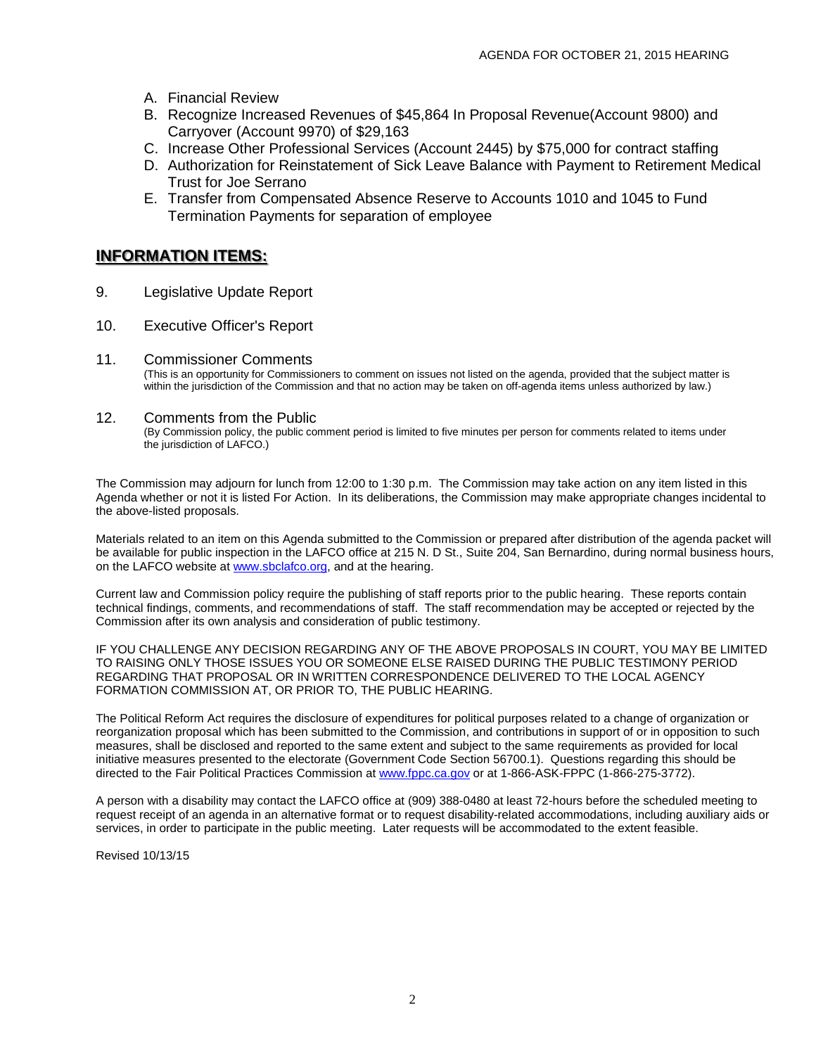A. Financial Review
B. Recognize Increased Revenues of $45,864 In Proposal Revenue(Account 9800) and Carryover (Account 9970) of $29,163
C. Increase Other Professional Services (Account 2445) by $75,000 for contract staffing
D. Authorization for Reinstatement of Sick Leave Balance with Payment to Retirement Medical Trust for Joe Serrano
E. Transfer from Compensated Absence Reserve to Accounts 1010 and 1045 to Fund Termination Payments for separation of employee

## INFORMATION ITEMS:

9. Legislative Update Report

10. Executive Officer's Report

11. Commissioner Comments
(This is an opportunity for Commissioners to comment on issues not listed on the agenda, provided that the subject matter is within the jurisdiction of the Commission and that no action may be taken on off-agenda items unless authorized by law.)

12. Comments from the Public
(By Commission policy, the public comment period is limited to five minutes per person for comments related to items under the jurisdiction of LAFCO.)

The Commission may adjourn for lunch from 12:00 to 1:30 p.m. The Commission may take action on any item listed in this Agenda whether or not it is listed For Action. In its deliberations, the Commission may make appropriate changes incidental to the above-listed proposals.

Materials related to an item on this Agenda submitted to the Commission or prepared after distribution of the agenda packet will be available for public inspection in the LAFCO office at 215 N. D St., Suite 204, San Bernardino, during normal business hours, on the LAFCO website at www.sbclafco.org, and at the hearing.

Current law and Commission policy require the publishing of staff reports prior to the public hearing. These reports contain technical findings, comments, and recommendations of staff. The staff recommendation may be accepted or rejected by the Commission after its own analysis and consideration of public testimony.

IF YOU CHALLENGE ANY DECISION REGARDING ANY OF THE ABOVE PROPOSALS IN COURT, YOU MAY BE LIMITED TO RAISING ONLY THOSE ISSUES YOU OR SOMEONE ELSE RAISED DURING THE PUBLIC TESTIMONY PERIOD REGARDING THAT PROPOSAL OR IN WRITTEN CORRESPONDENCE DELIVERED TO THE LOCAL AGENCY FORMATION COMMISSION AT, OR PRIOR TO, THE PUBLIC HEARING.

The Political Reform Act requires the disclosure of expenditures for political purposes related to a change of organization or reorganization proposal which has been submitted to the Commission, and contributions in support of or in opposition to such measures, shall be disclosed and reported to the same extent and subject to the same requirements as provided for local initiative measures presented to the electorate (Government Code Section 56700.1). Questions regarding this should be directed to the Fair Political Practices Commission at www.fppc.ca.gov or at 1-866-ASK-FPPC (1-866-275-3772).

A person with a disability may contact the LAFCO office at (909) 388-0480 at least 72-hours before the scheduled meeting to request receipt of an agenda in an alternative format or to request disability-related accommodations, including auxiliary aids or services, in order to participate in the public meeting. Later requests will be accommodated to the extent feasible.

Revised 10/13/15